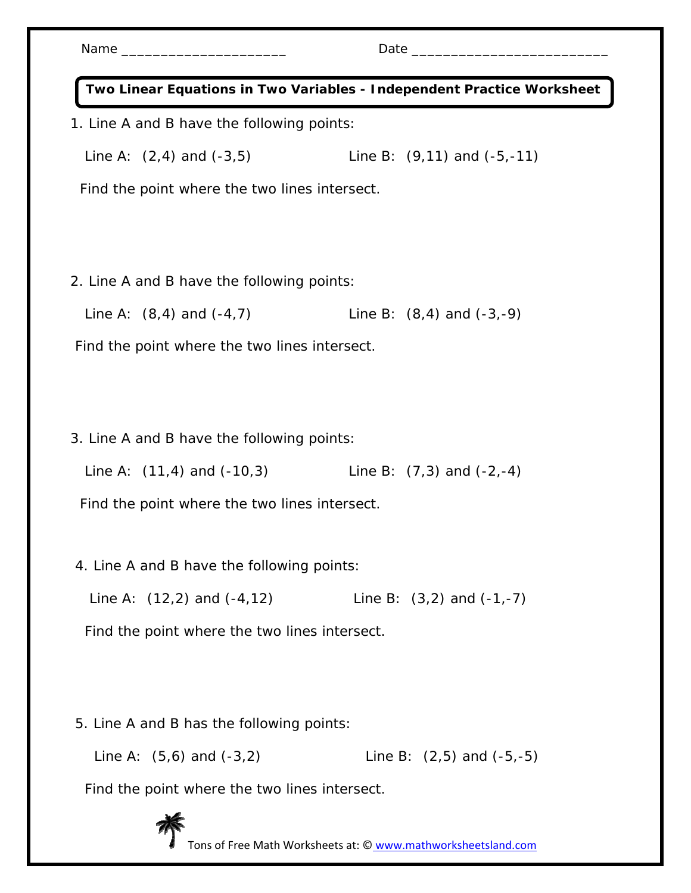Name ____________________ Date ________________________

## Two Linear Equations in Two Variables - Independent Practice Worksheet

1. Line A and B have the following points:

   Line A: (2,4) and (-3,5) Line B: (9,11) and (-5,-11)

   Find the point where the two lines intersect.

2. Line A and B have the following points:

   Line A: (8,4) and (-4,7) Line B: (8,4) and (-3,-9)

   Find the point where the two lines intersect.

3. Line A and B have the following points:

   Line A: (11,4) and (-10,3) Line B: (7,3) and (-2,-4)

   Find the point where the two lines intersect.

4. Line A and B have the following points:

   Line A: (12,2) and (-4,12) Line B: (3,2) and (-1,-7)

   Find the point where the two lines intersect.

5. Line A and B has the following points:

   Line A: (5,6) and (-3,2) Line B: (2,5) and (-5,-5)

   Find the point where the two lines intersect.

Tons of Free Math Worksheets at: © www.mathworksheetsland.com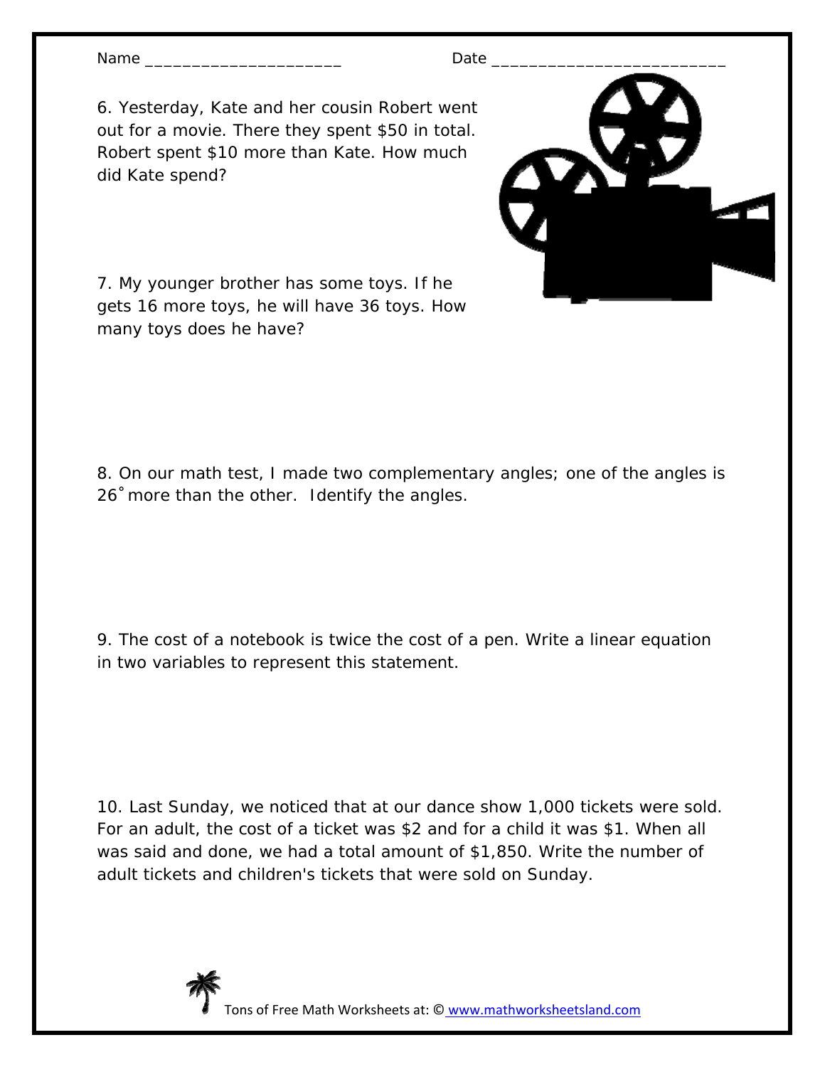Name ____________________ Date ________________________

6. Yesterday, Kate and her cousin Robert went out for a movie. There they spent $50 in total. Robert spent $10 more than Kate. How much did Kate spend?

7. My younger brother has some toys. If he gets 16 more toys, he will have 36 toys. How many toys does he have?

8. On our math test, I made two complementary angles; one of the angles is 26˚ more than the other. Identify the angles.

9. The cost of a notebook is twice the cost of a pen. Write a linear equation in two variables to represent this statement.

10. Last Sunday, we noticed that at our dance show 1,000 tickets were sold. For an adult, the cost of a ticket was $2 and for a child it was $1. When all was said and done, we had a total amount of $1,850. Write the number of adult tickets and children's tickets that were sold on Sunday.

Tons of Free Math Worksheets at: © www.mathworksheetsland.com